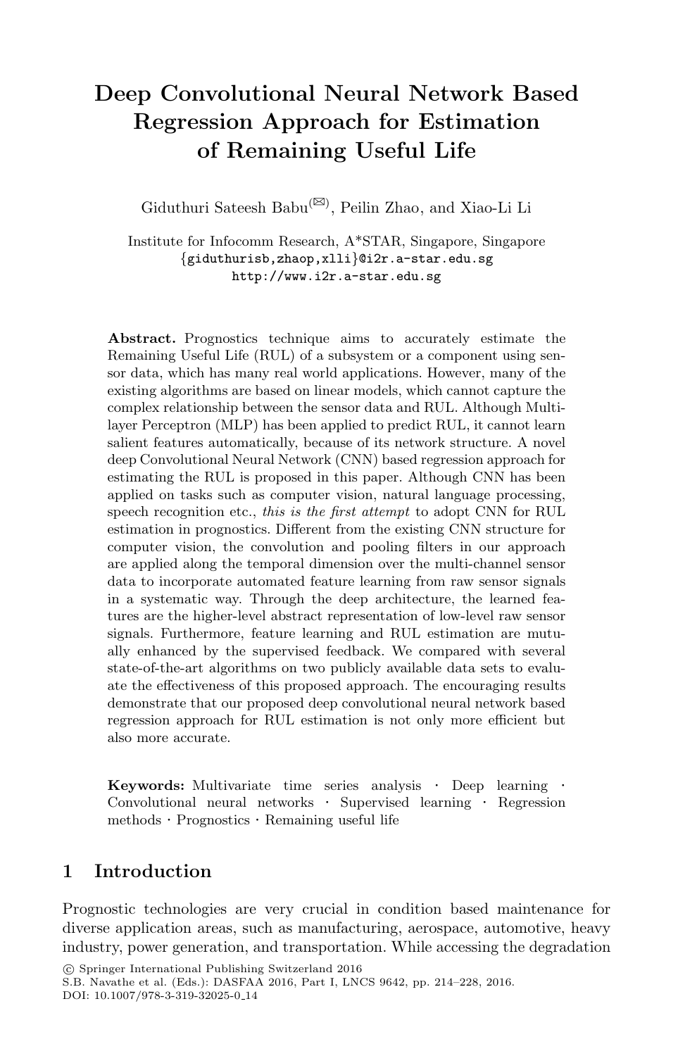# Deep Convolutional Neural Network Based Regression Approach for Estimation of Remaining Useful Life

Giduthuri Sateesh Babu(✉), Peilin Zhao, and Xiao-Li Li

Institute for Infocomm Research, A*STAR, Singapore, Singapore
{giduthurisb,zhaop,xlli}@i2r.a-star.edu.sg
http://www.i2r.a-star.edu.sg

**Abstract.** Prognostics technique aims to accurately estimate the Remaining Useful Life (RUL) of a subsystem or a component using sensor data, which has many real world applications. However, many of the existing algorithms are based on linear models, which cannot capture the complex relationship between the sensor data and RUL. Although Multi-layer Perceptron (MLP) has been applied to predict RUL, it cannot learn salient features automatically, because of its network structure. A novel deep Convolutional Neural Network (CNN) based regression approach for estimating the RUL is proposed in this paper. Although CNN has been applied on tasks such as computer vision, natural language processing, speech recognition etc., *this is the first attempt* to adopt CNN for RUL estimation in prognostics. Different from the existing CNN structure for computer vision, the convolution and pooling filters in our approach are applied along the temporal dimension over the multi-channel sensor data to incorporate automated feature learning from raw sensor signals in a systematic way. Through the deep architecture, the learned features are the higher-level abstract representation of low-level raw sensor signals. Furthermore, feature learning and RUL estimation are mutually enhanced by the supervised feedback. We compared with several state-of-the-art algorithms on two publicly available data sets to evaluate the effectiveness of this proposed approach. The encouraging results demonstrate that our proposed deep convolutional neural network based regression approach for RUL estimation is not only more efficient but also more accurate.

**Keywords:** Multivariate time series analysis · Deep learning · Convolutional neural networks · Supervised learning · Regression methods · Prognostics · Remaining useful life

## 1 Introduction

Prognostic technologies are very crucial in condition based maintenance for diverse application areas, such as manufacturing, aerospace, automotive, heavy industry, power generation, and transportation. While accessing the degradation

© Springer International Publishing Switzerland 2016
S.B. Navathe et al. (Eds.): DASFAA 2016, Part I, LNCS 9642, pp. 214–228, 2016.
DOI: 10.1007/978-3-319-32025-0_14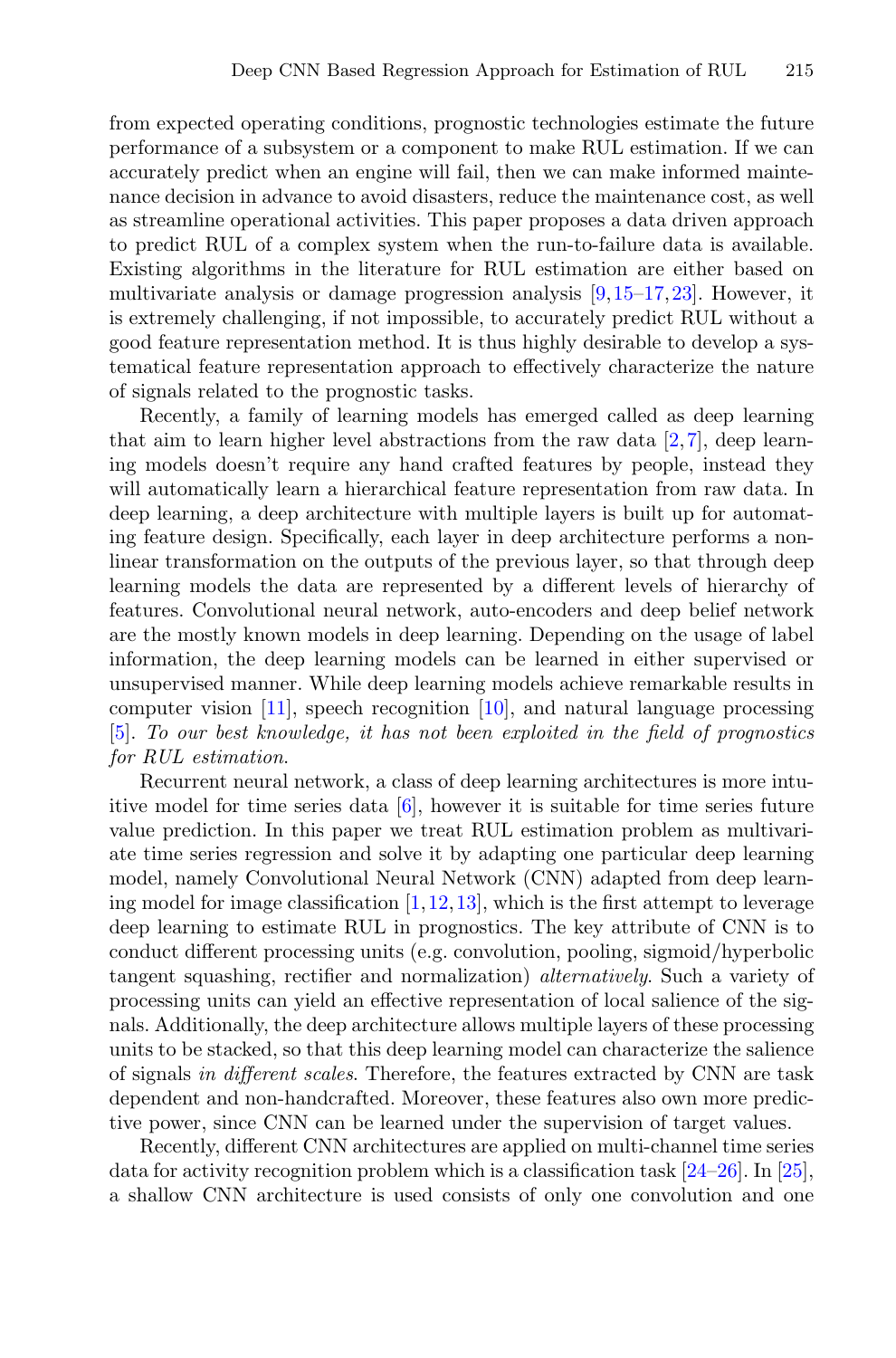from expected operating conditions, prognostic technologies estimate the future performance of a subsystem or a component to make RUL estimation. If we can accurately predict when an engine will fail, then we can make informed maintenance decision in advance to avoid disasters, reduce the maintenance cost, as well as streamline operational activities. This paper proposes a data driven approach to predict RUL of a complex system when the run-to-failure data is available. Existing algorithms in the literature for RUL estimation are either based on multivariate analysis or damage progression analysis [9,15–17,23]. However, it is extremely challenging, if not impossible, to accurately predict RUL without a good feature representation method. It is thus highly desirable to develop a systematical feature representation approach to effectively characterize the nature of signals related to the prognostic tasks.

Recently, a family of learning models has emerged called as deep learning that aim to learn higher level abstractions from the raw data [2,7], deep learning models doesn't require any hand crafted features by people, instead they will automatically learn a hierarchical feature representation from raw data. In deep learning, a deep architecture with multiple layers is built up for automating feature design. Specifically, each layer in deep architecture performs a non-linear transformation on the outputs of the previous layer, so that through deep learning models the data are represented by a different levels of hierarchy of features. Convolutional neural network, auto-encoders and deep belief network are the mostly known models in deep learning. Depending on the usage of label information, the deep learning models can be learned in either supervised or unsupervised manner. While deep learning models achieve remarkable results in computer vision [11], speech recognition [10], and natural language processing [5]. *To our best knowledge, it has not been exploited in the field of prognostics for RUL estimation.*

Recurrent neural network, a class of deep learning architectures is more intuitive model for time series data [6], however it is suitable for time series future value prediction. In this paper we treat RUL estimation problem as multivariate time series regression and solve it by adapting one particular deep learning model, namely Convolutional Neural Network (CNN) adapted from deep learning model for image classification [1,12,13], which is the first attempt to leverage deep learning to estimate RUL in prognostics. The key attribute of CNN is to conduct different processing units (e.g. convolution, pooling, sigmoid/hyperbolic tangent squashing, rectifier and normalization) *alternatively*. Such a variety of processing units can yield an effective representation of local salience of the signals. Additionally, the deep architecture allows multiple layers of these processing units to be stacked, so that this deep learning model can characterize the salience of signals *in different scales*. Therefore, the features extracted by CNN are task dependent and non-handcrafted. Moreover, these features also own more predictive power, since CNN can be learned under the supervision of target values.

Recently, different CNN architectures are applied on multi-channel time series data for activity recognition problem which is a classification task [24–26]. In [25], a shallow CNN architecture is used consists of only one convolution and one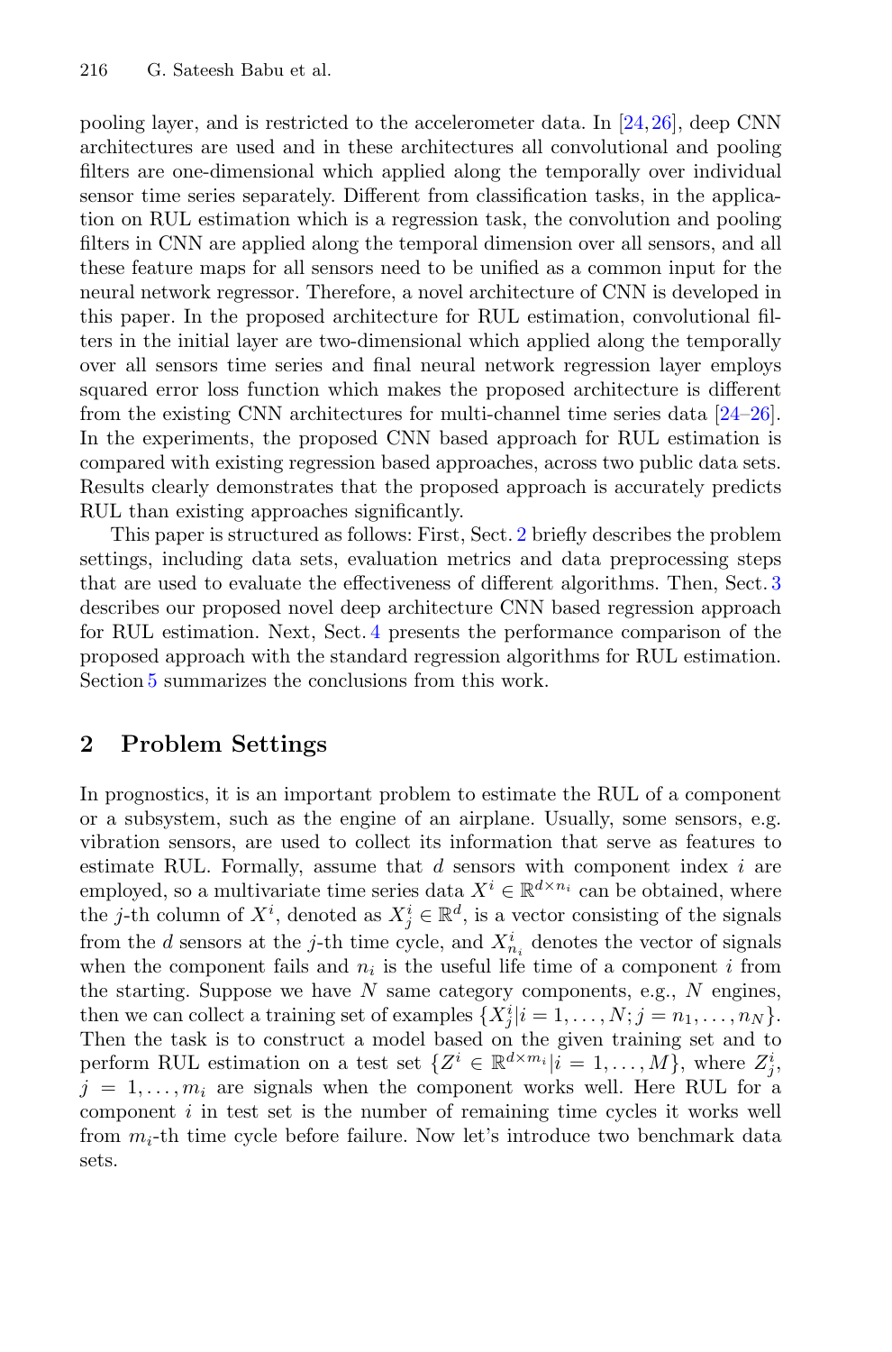pooling layer, and is restricted to the accelerometer data. In [24,26], deep CNN architectures are used and in these architectures all convolutional and pooling filters are one-dimensional which applied along the temporally over individual sensor time series separately. Different from classification tasks, in the application on RUL estimation which is a regression task, the convolution and pooling filters in CNN are applied along the temporal dimension over all sensors, and all these feature maps for all sensors need to be unified as a common input for the neural network regressor. Therefore, a novel architecture of CNN is developed in this paper. In the proposed architecture for RUL estimation, convolutional filters in the initial layer are two-dimensional which applied along the temporally over all sensors time series and final neural network regression layer employs squared error loss function which makes the proposed architecture is different from the existing CNN architectures for multi-channel time series data [24–26]. In the experiments, the proposed CNN based approach for RUL estimation is compared with existing regression based approaches, across two public data sets. Results clearly demonstrates that the proposed approach is accurately predicts RUL than existing approaches significantly.

This paper is structured as follows: First, Sect. 2 briefly describes the problem settings, including data sets, evaluation metrics and data preprocessing steps that are used to evaluate the effectiveness of different algorithms. Then, Sect. 3 describes our proposed novel deep architecture CNN based regression approach for RUL estimation. Next, Sect. 4 presents the performance comparison of the proposed approach with the standard regression algorithms for RUL estimation. Section 5 summarizes the conclusions from this work.

## 2 Problem Settings

In prognostics, it is an important problem to estimate the RUL of a component or a subsystem, such as the engine of an airplane. Usually, some sensors, e.g. vibration sensors, are used to collect its information that serve as features to estimate RUL. Formally, assume that $d$ sensors with component index $i$ are employed, so a multivariate time series data $X^i \in \mathbb{R}^{d \times n_i}$ can be obtained, where the $j$-th column of $X^i$, denoted as $X^i_j \in \mathbb{R}^d$, is a vector consisting of the signals from the $d$ sensors at the $j$-th time cycle, and $X^i_{n_i}$ denotes the vector of signals when the component fails and $n_i$ is the useful life time of a component $i$ from the starting. Suppose we have $N$ same category components, e.g., $N$ engines, then we can collect a training set of examples $\{X^i_j | i = 1, \ldots, N; j = n_1, \ldots, n_N\}$. Then the task is to construct a model based on the given training set and to perform RUL estimation on a test set $\{Z^i \in \mathbb{R}^{d \times m_i} | i = 1, \ldots, M\}$, where $Z^i_j$, $j = 1, \ldots, m_i$ are signals when the component works well. Here RUL for a component $i$ in test set is the number of remaining time cycles it works well from $m_i$-th time cycle before failure. Now let's introduce two benchmark data sets.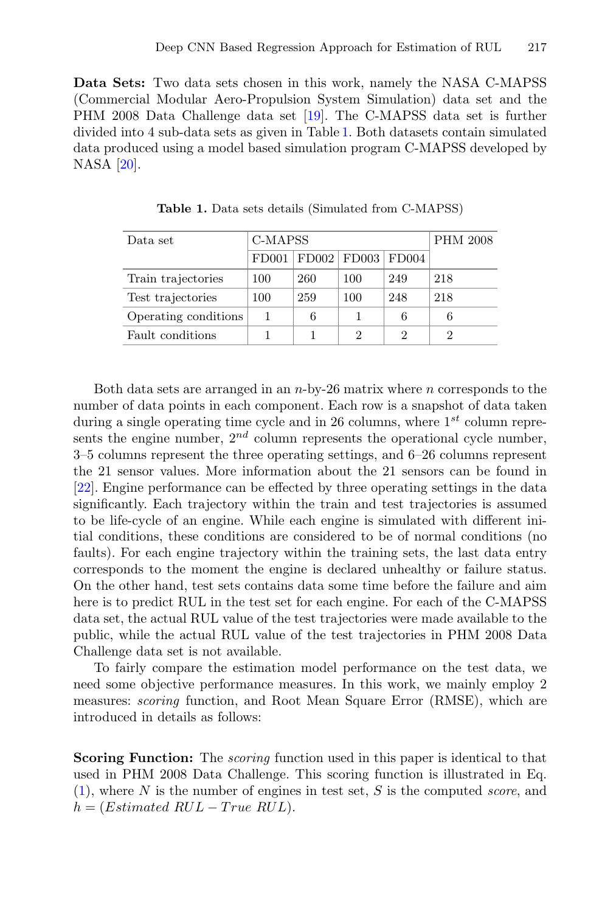**Data Sets:** Two data sets chosen in this work, namely the NASA C-MAPSS (Commercial Modular Aero-Propulsion System Simulation) data set and the PHM 2008 Data Challenge data set [19]. The C-MAPSS data set is further divided into 4 sub-data sets as given in Table 1. Both datasets contain simulated data produced using a model based simulation program C-MAPSS developed by NASA [20].

**Table 1.** Data sets details (Simulated from C-MAPSS)

| Data set | C-MAPSS | | | | PHM 2008 |
|---|---|---|---|---|---|
| | FD001 | FD002 | FD003 | FD004 | |
| Train trajectories | 100 | 260 | 100 | 249 | 218 |
| Test trajectories | 100 | 259 | 100 | 248 | 218 |
| Operating conditions | 1 | 6 | 1 | 6 | 6 |
| Fault conditions | 1 | 1 | 2 | 2 | 2 |

Both data sets are arranged in an $n$-by-26 matrix where $n$ corresponds to the number of data points in each component. Each row is a snapshot of data taken during a single operating time cycle and in 26 columns, where $1^{st}$ column represents the engine number, $2^{nd}$ column represents the operational cycle number, 3–5 columns represent the three operating settings, and 6–26 columns represent the 21 sensor values. More information about the 21 sensors can be found in [22]. Engine performance can be effected by three operating settings in the data significantly. Each trajectory within the train and test trajectories is assumed to be life-cycle of an engine. While each engine is simulated with different initial conditions, these conditions are considered to be of normal conditions (no faults). For each engine trajectory within the training sets, the last data entry corresponds to the moment the engine is declared unhealthy or failure status. On the other hand, test sets contains data some time before the failure and aim here is to predict RUL in the test set for each engine. For each of the C-MAPSS data set, the actual RUL value of the test trajectories were made available to the public, while the actual RUL value of the test trajectories in PHM 2008 Data Challenge data set is not available.

To fairly compare the estimation model performance on the test data, we need some objective performance measures. In this work, we mainly employ 2 measures: *scoring* function, and Root Mean Square Error (RMSE), which are introduced in details as follows:

**Scoring Function:** The *scoring* function used in this paper is identical to that used in PHM 2008 Data Challenge. This scoring function is illustrated in Eq. (1), where $N$ is the number of engines in test set, $S$ is the computed *score*, and $h = (Estimated\ RUL - True\ RUL)$.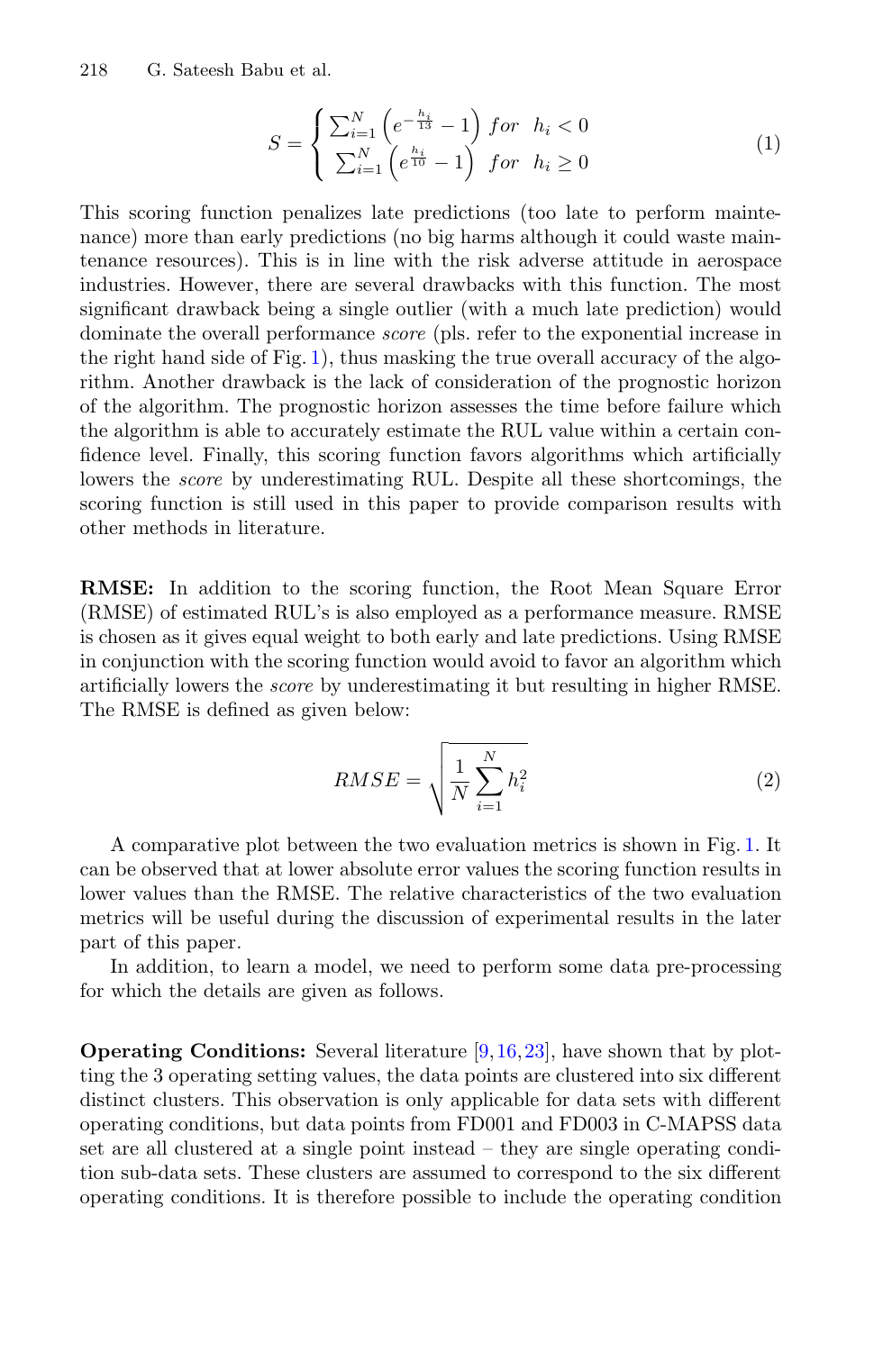$$S = \begin{cases} \sum_{i=1}^{N} \left( e^{-\frac{h_i}{13}} - 1 \right) \; for \;\; h_i < 0 \\ \sum_{i=1}^{N} \left( e^{\frac{h_i}{10}} - 1 \right) \;\; for \;\; h_i \geq 0 \end{cases} \tag{1}$$

This scoring function penalizes late predictions (too late to perform maintenance) more than early predictions (no big harms although it could waste maintenance resources). This is in line with the risk adverse attitude in aerospace industries. However, there are several drawbacks with this function. The most significant drawback being a single outlier (with a much late prediction) would dominate the overall performance *score* (pls. refer to the exponential increase in the right hand side of Fig. 1), thus masking the true overall accuracy of the algorithm. Another drawback is the lack of consideration of the prognostic horizon of the algorithm. The prognostic horizon assesses the time before failure which the algorithm is able to accurately estimate the RUL value within a certain confidence level. Finally, this scoring function favors algorithms which artificially lowers the *score* by underestimating RUL. Despite all these shortcomings, the scoring function is still used in this paper to provide comparison results with other methods in literature.

**RMSE:** In addition to the scoring function, the Root Mean Square Error (RMSE) of estimated RUL's is also employed as a performance measure. RMSE is chosen as it gives equal weight to both early and late predictions. Using RMSE in conjunction with the scoring function would avoid to favor an algorithm which artificially lowers the *score* by underestimating it but resulting in higher RMSE. The RMSE is defined as given below:

$$RMSE = \sqrt{\frac{1}{N}\sum_{i=1}^{N} h_i^2} \tag{2}$$

A comparative plot between the two evaluation metrics is shown in Fig. 1. It can be observed that at lower absolute error values the scoring function results in lower values than the RMSE. The relative characteristics of the two evaluation metrics will be useful during the discussion of experimental results in the later part of this paper.

In addition, to learn a model, we need to perform some data pre-processing for which the details are given as follows.

**Operating Conditions:** Several literature [9,16,23], have shown that by plotting the 3 operating setting values, the data points are clustered into six different distinct clusters. This observation is only applicable for data sets with different operating conditions, but data points from FD001 and FD003 in C-MAPSS data set are all clustered at a single point instead – they are single operating condition sub-data sets. These clusters are assumed to correspond to the six different operating conditions. It is therefore possible to include the operating condition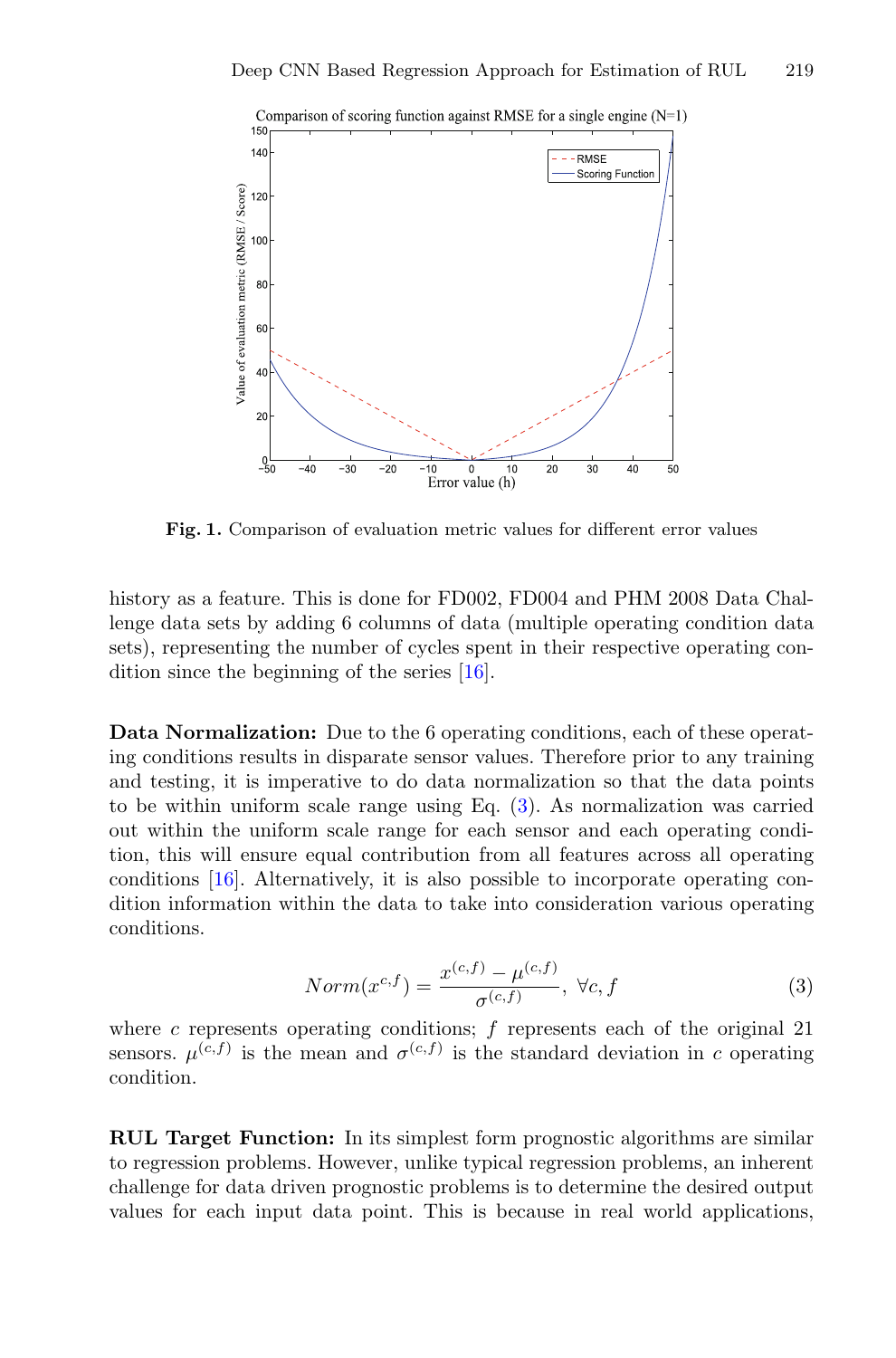Fig. 1. Comparison of evaluation metric values for different error values

history as a feature. This is done for FD002, FD004 and PHM 2008 Data Challenge data sets by adding 6 columns of data (multiple operating condition data sets), representing the number of cycles spent in their respective operating condition since the beginning of the series [16].

**Data Normalization:** Due to the 6 operating conditions, each of these operating conditions results in disparate sensor values. Therefore prior to any training and testing, it is imperative to do data normalization so that the data points to be within uniform scale range using Eq. (3). As normalization was carried out within the uniform scale range for each sensor and each operating condition, this will ensure equal contribution from all features across all operating conditions [16]. Alternatively, it is also possible to incorporate operating condition information within the data to take into consideration various operating conditions.

$$Norm(x^{c,f}) = \frac{x^{(c,f)} - \mu^{(c,f)}}{\sigma^{(c,f)}}, \ \forall c, f \tag{3}$$

where $c$ represents operating conditions; $f$ represents each of the original 21 sensors. $\mu^{(c,f)}$ is the mean and $\sigma^{(c,f)}$ is the standard deviation in $c$ operating condition.

**RUL Target Function:** In its simplest form prognostic algorithms are similar to regression problems. However, unlike typical regression problems, an inherent challenge for data driven prognostic problems is to determine the desired output values for each input data point. This is because in real world applications,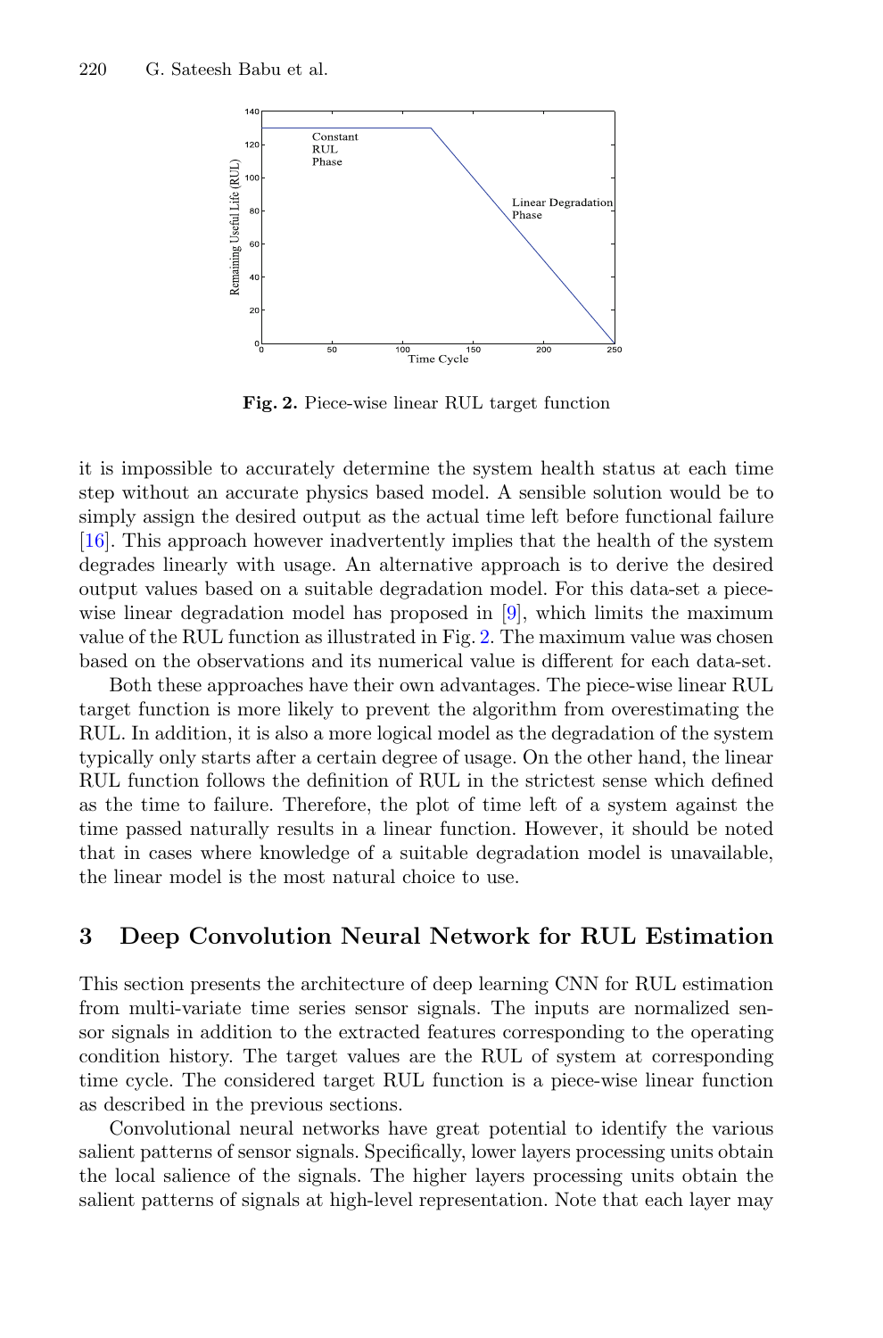Fig. 2. Piece-wise linear RUL target function

it is impossible to accurately determine the system health status at each time step without an accurate physics based model. A sensible solution would be to simply assign the desired output as the actual time left before functional failure [16]. This approach however inadvertently implies that the health of the system degrades linearly with usage. An alternative approach is to derive the desired output values based on a suitable degradation model. For this data-set a piece-wise linear degradation model has proposed in [9], which limits the maximum value of the RUL function as illustrated in Fig. 2. The maximum value was chosen based on the observations and its numerical value is different for each data-set.

Both these approaches have their own advantages. The piece-wise linear RUL target function is more likely to prevent the algorithm from overestimating the RUL. In addition, it is also a more logical model as the degradation of the system typically only starts after a certain degree of usage. On the other hand, the linear RUL function follows the definition of RUL in the strictest sense which defined as the time to failure. Therefore, the plot of time left of a system against the time passed naturally results in a linear function. However, it should be noted that in cases where knowledge of a suitable degradation model is unavailable, the linear model is the most natural choice to use.

## 3 Deep Convolution Neural Network for RUL Estimation

This section presents the architecture of deep learning CNN for RUL estimation from multi-variate time series sensor signals. The inputs are normalized sensor signals in addition to the extracted features corresponding to the operating condition history. The target values are the RUL of system at corresponding time cycle. The considered target RUL function is a piece-wise linear function as described in the previous sections.

Convolutional neural networks have great potential to identify the various salient patterns of sensor signals. Specifically, lower layers processing units obtain the local salience of the signals. The higher layers processing units obtain the salient patterns of signals at high-level representation. Note that each layer may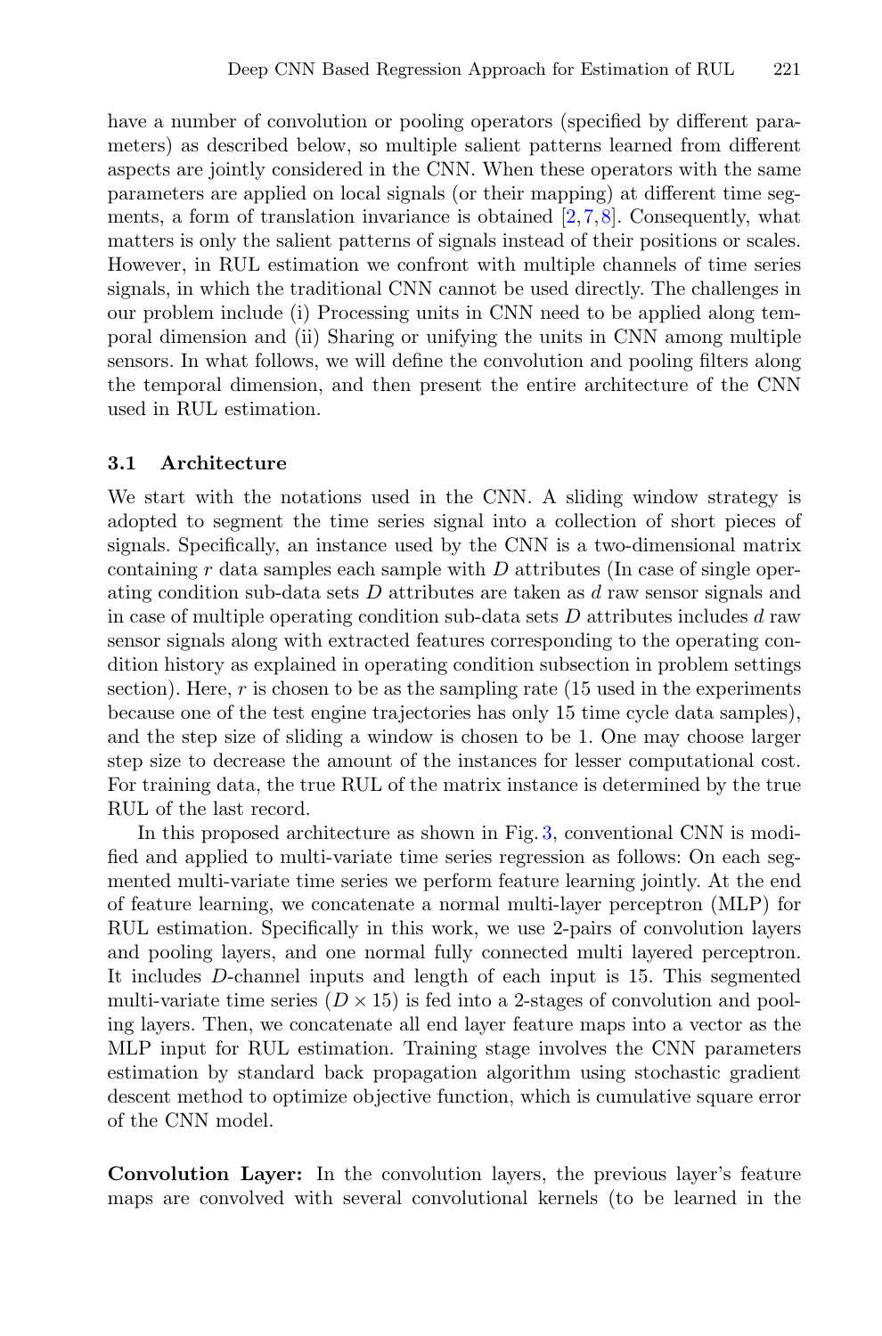have a number of convolution or pooling operators (specified by different parameters) as described below, so multiple salient patterns learned from different aspects are jointly considered in the CNN. When these operators with the same parameters are applied on local signals (or their mapping) at different time segments, a form of translation invariance is obtained [2,7,8]. Consequently, what matters is only the salient patterns of signals instead of their positions or scales. However, in RUL estimation we confront with multiple channels of time series signals, in which the traditional CNN cannot be used directly. The challenges in our problem include (i) Processing units in CNN need to be applied along temporal dimension and (ii) Sharing or unifying the units in CNN among multiple sensors. In what follows, we will define the convolution and pooling filters along the temporal dimension, and then present the entire architecture of the CNN used in RUL estimation.

### 3.1 Architecture

We start with the notations used in the CNN. A sliding window strategy is adopted to segment the time series signal into a collection of short pieces of signals. Specifically, an instance used by the CNN is a two-dimensional matrix containing $r$ data samples each sample with $D$ attributes (In case of single operating condition sub-data sets $D$ attributes are taken as $d$ raw sensor signals and in case of multiple operating condition sub-data sets $D$ attributes includes $d$ raw sensor signals along with extracted features corresponding to the operating condition history as explained in operating condition subsection in problem settings section). Here, $r$ is chosen to be as the sampling rate (15 used in the experiments because one of the test engine trajectories has only 15 time cycle data samples), and the step size of sliding a window is chosen to be 1. One may choose larger step size to decrease the amount of the instances for lesser computational cost. For training data, the true RUL of the matrix instance is determined by the true RUL of the last record.

In this proposed architecture as shown in Fig. 3, conventional CNN is modified and applied to multi-variate time series regression as follows: On each segmented multi-variate time series we perform feature learning jointly. At the end of feature learning, we concatenate a normal multi-layer perceptron (MLP) for RUL estimation. Specifically in this work, we use 2-pairs of convolution layers and pooling layers, and one normal fully connected multi layered perceptron. It includes $D$-channel inputs and length of each input is 15. This segmented multi-variate time series ($D \times 15$) is fed into a 2-stages of convolution and pooling layers. Then, we concatenate all end layer feature maps into a vector as the MLP input for RUL estimation. Training stage involves the CNN parameters estimation by standard back propagation algorithm using stochastic gradient descent method to optimize objective function, which is cumulative square error of the CNN model.

**Convolution Layer:** In the convolution layers, the previous layer's feature maps are convolved with several convolutional kernels (to be learned in the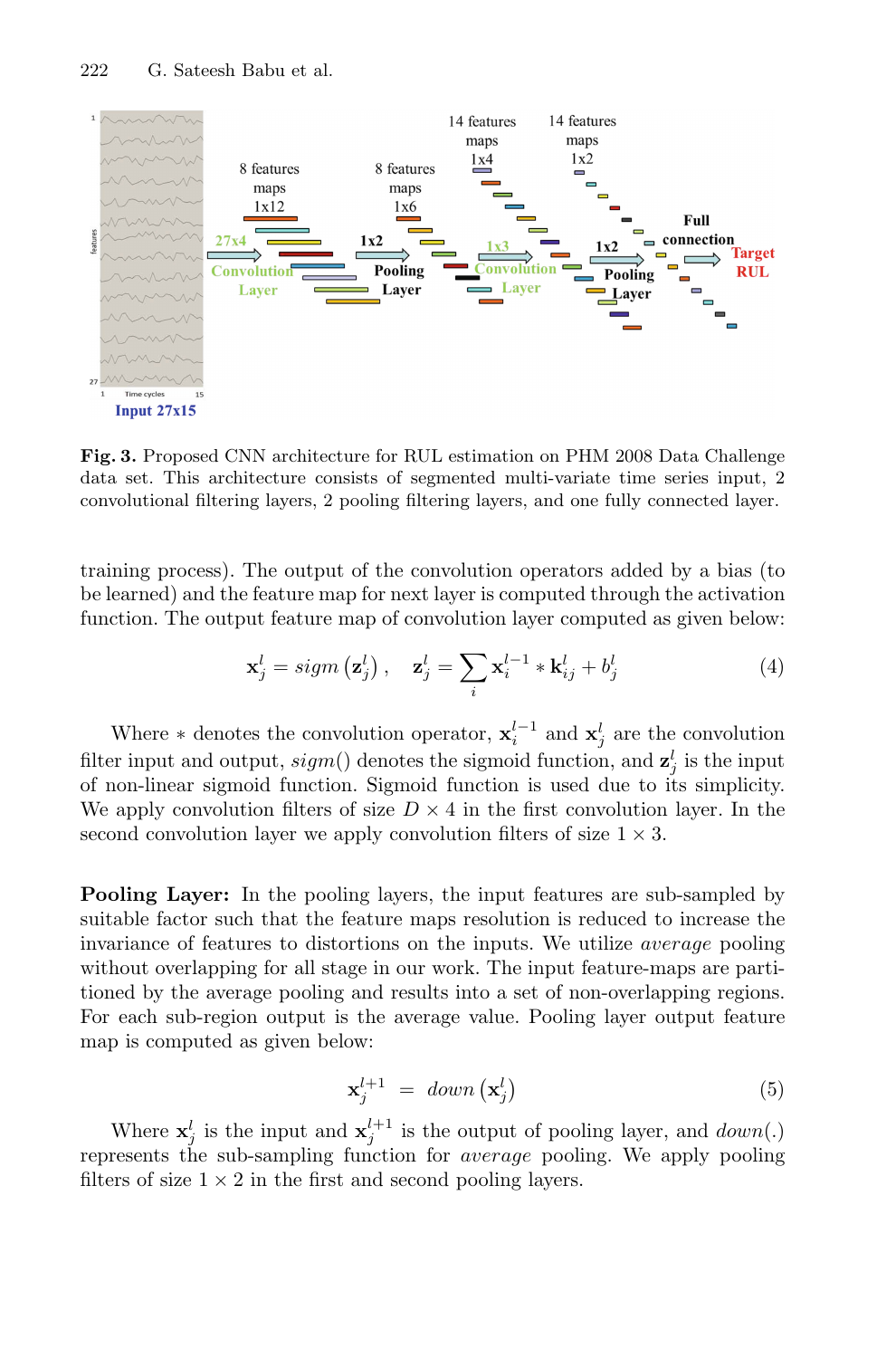**Fig. 3.** Proposed CNN architecture for RUL estimation on PHM 2008 Data Challenge data set. This architecture consists of segmented multi-variate time series input, 2 convolutional filtering layers, 2 pooling filtering layers, and one fully connected layer.

training process). The output of the convolution operators added by a bias (to be learned) and the feature map for next layer is computed through the activation function. The output feature map of convolution layer computed as given below:

$$\mathbf{x}_j^l = sigm\left(\mathbf{z}_j^l\right), \quad \mathbf{z}_j^l = \sum_i \mathbf{x}_i^{l-1} * \mathbf{k}_{ij}^l + b_j^l \tag{4}$$

Where $*$ denotes the convolution operator, $\mathbf{x}_i^{l-1}$ and $\mathbf{x}_j^l$ are the convolution filter input and output, $sigm()$ denotes the sigmoid function, and $\mathbf{z}_j^l$ is the input of non-linear sigmoid function. Sigmoid function is used due to its simplicity. We apply convolution filters of size $D \times 4$ in the first convolution layer. In the second convolution layer we apply convolution filters of size $1 \times 3$.

**Pooling Layer:** In the pooling layers, the input features are sub-sampled by suitable factor such that the feature maps resolution is reduced to increase the invariance of features to distortions on the inputs. We utilize *average* pooling without overlapping for all stage in our work. The input feature-maps are partitioned by the average pooling and results into a set of non-overlapping regions. For each sub-region output is the average value. Pooling layer output feature map is computed as given below:

$$\mathbf{x}_j^{l+1} = down\left(\mathbf{x}_j^l\right) \tag{5}$$

Where $\mathbf{x}_j^l$ is the input and $\mathbf{x}_j^{l+1}$ is the output of pooling layer, and $down(.)$ represents the sub-sampling function for *average* pooling. We apply pooling filters of size $1 \times 2$ in the first and second pooling layers.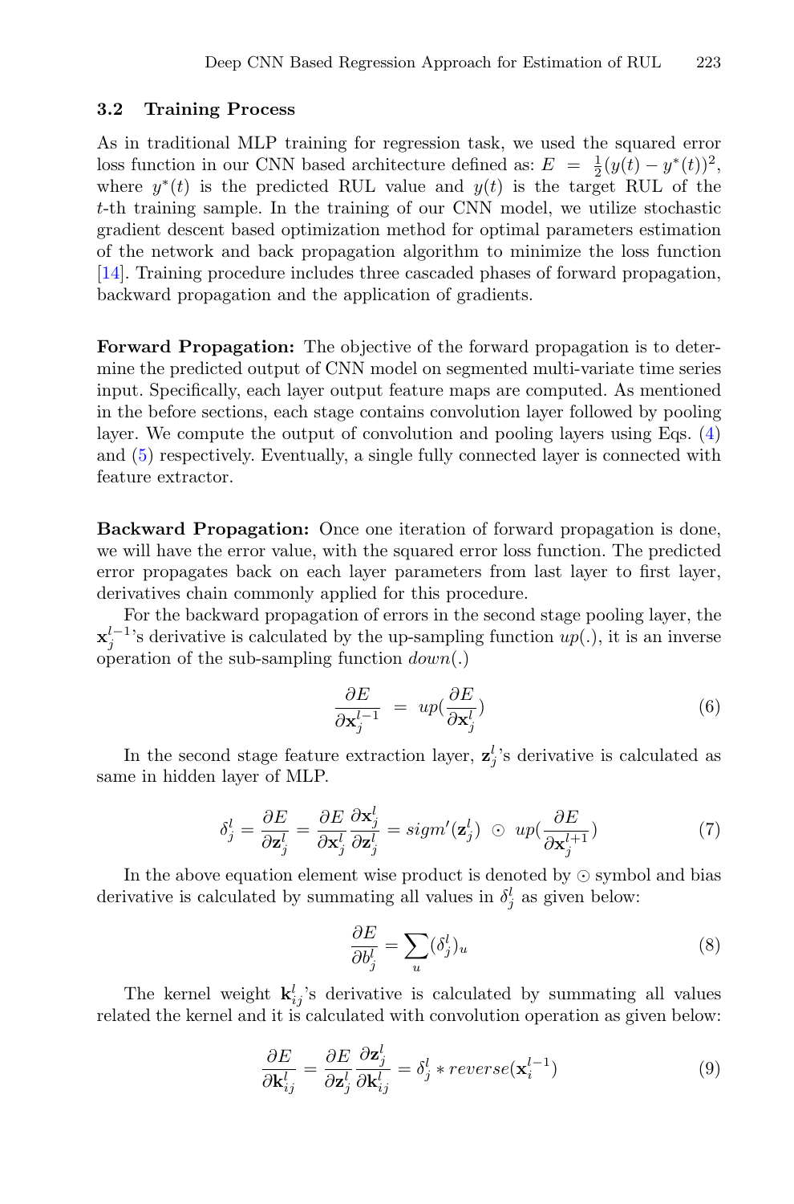### 3.2 Training Process

As in traditional MLP training for regression task, we used the squared error loss function in our CNN based architecture defined as: $E = \frac{1}{2}(y(t) - y^*(t))^2$, where $y^*(t)$ is the predicted RUL value and $y(t)$ is the target RUL of the $t$-th training sample. In the training of our CNN model, we utilize stochastic gradient descent based optimization method for optimal parameters estimation of the network and back propagation algorithm to minimize the loss function [14]. Training procedure includes three cascaded phases of forward propagation, backward propagation and the application of gradients.

**Forward Propagation:** The objective of the forward propagation is to determine the predicted output of CNN model on segmented multi-variate time series input. Specifically, each layer output feature maps are computed. As mentioned in the before sections, each stage contains convolution layer followed by pooling layer. We compute the output of convolution and pooling layers using Eqs. (4) and (5) respectively. Eventually, a single fully connected layer is connected with feature extractor.

**Backward Propagation:** Once one iteration of forward propagation is done, we will have the error value, with the squared error loss function. The predicted error propagates back on each layer parameters from last layer to first layer, derivatives chain commonly applied for this procedure.

For the backward propagation of errors in the second stage pooling layer, the $\mathbf{x}_j^{l-1}$'s derivative is calculated by the up-sampling function $up(.)$, it is an inverse operation of the sub-sampling function $down(.)$

$$\frac{\partial E}{\partial \mathbf{x}_j^{l-1}} = up(\frac{\partial E}{\partial \mathbf{x}_j^{l}}) \tag{6}$$

In the second stage feature extraction layer, $\mathbf{z}_j^l$'s derivative is calculated as same in hidden layer of MLP.

$$\delta_j^l = \frac{\partial E}{\partial \mathbf{z}_j^l} = \frac{\partial E}{\partial \mathbf{x}_j^l}\frac{\partial \mathbf{x}_j^l}{\partial \mathbf{z}_j^l} = sigm'(\mathbf{z}_j^l) \odot up(\frac{\partial E}{\partial \mathbf{x}_j^{l+1}}) \tag{7}$$

In the above equation element wise product is denoted by $\odot$ symbol and bias derivative is calculated by summating all values in $\delta_j^l$ as given below:

$$\frac{\partial E}{\partial b_j^l} = \sum_u (\delta_j^l)_u \tag{8}$$

The kernel weight $\mathbf{k}_{ij}^l$'s derivative is calculated by summating all values related the kernel and it is calculated with convolution operation as given below:

$$\frac{\partial E}{\partial \mathbf{k}_{ij}^l} = \frac{\partial E}{\partial \mathbf{z}_j^l}\frac{\partial \mathbf{z}_j^l}{\partial \mathbf{k}_{ij}^l} = \delta_j^l * reverse(\mathbf{x}_i^{l-1}) \tag{9}$$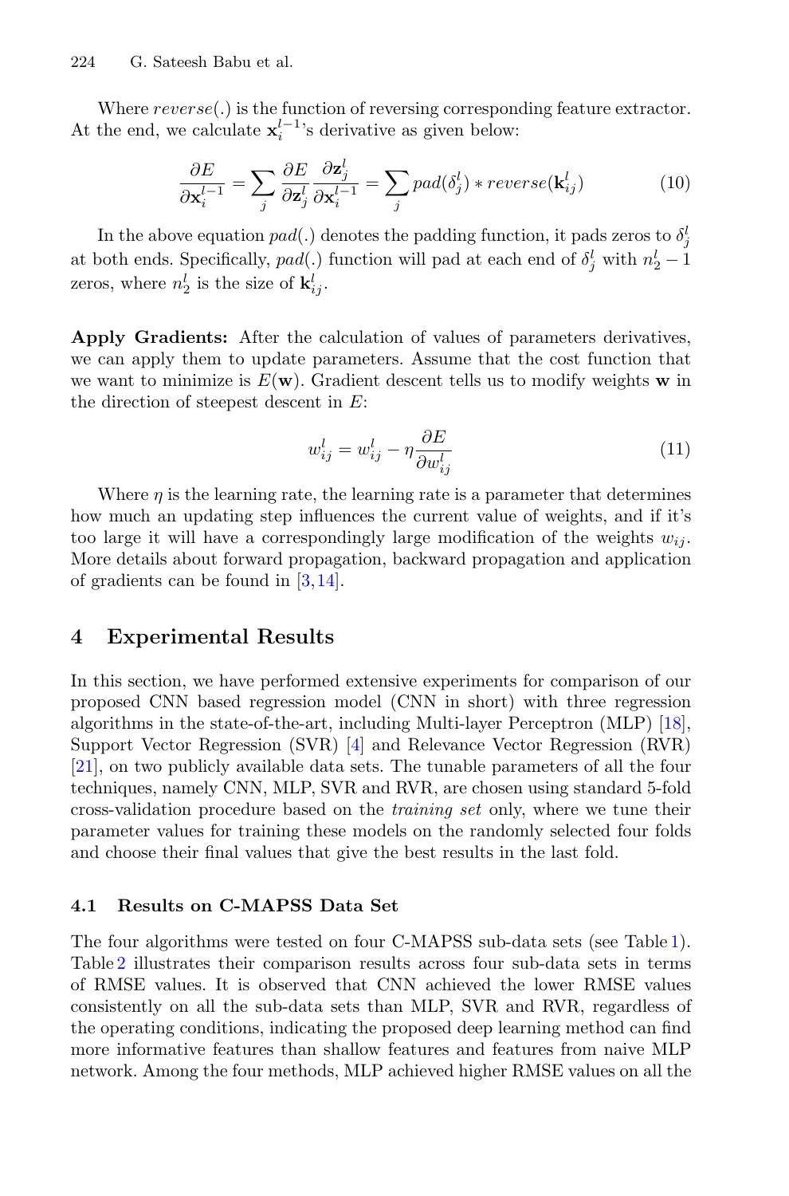Where $reverse(.)$ is the function of reversing corresponding feature extractor. At the end, we calculate $\mathbf{x}_i^{l-1}$'s derivative as given below:

$$\frac{\partial E}{\partial \mathbf{x}_i^{l-1}} = \sum_j \frac{\partial E}{\partial \mathbf{z}_j^l} \frac{\partial \mathbf{z}_j^l}{\partial \mathbf{x}_i^{l-1}} = \sum_j pad(\delta_j^l) * reverse(\mathbf{k}_{ij}^l) \tag{10}$$

In the above equation $pad(.)$ denotes the padding function, it pads zeros to $\delta_j^l$ at both ends. Specifically, $pad(.)$ function will pad at each end of $\delta_j^l$ with $n_2^l - 1$ zeros, where $n_2^l$ is the size of $\mathbf{k}_{ij}^l$.

**Apply Gradients:** After the calculation of values of parameters derivatives, we can apply them to update parameters. Assume that the cost function that we want to minimize is $E(\mathbf{w})$. Gradient descent tells us to modify weights $\mathbf{w}$ in the direction of steepest descent in $E$:

$$w_{ij}^l = w_{ij}^l - \eta \frac{\partial E}{\partial w_{ij}^l} \tag{11}$$

Where $\eta$ is the learning rate, the learning rate is a parameter that determines how much an updating step influences the current value of weights, and if it's too large it will have a correspondingly large modification of the weights $w_{ij}$. More details about forward propagation, backward propagation and application of gradients can be found in [3,14].

## 4 Experimental Results

In this section, we have performed extensive experiments for comparison of our proposed CNN based regression model (CNN in short) with three regression algorithms in the state-of-the-art, including Multi-layer Perceptron (MLP) [18], Support Vector Regression (SVR) [4] and Relevance Vector Regression (RVR) [21], on two publicly available data sets. The tunable parameters of all the four techniques, namely CNN, MLP, SVR and RVR, are chosen using standard 5-fold cross-validation procedure based on the *training set* only, where we tune their parameter values for training these models on the randomly selected four folds and choose their final values that give the best results in the last fold.

### 4.1 Results on C-MAPSS Data Set

The four algorithms were tested on four C-MAPSS sub-data sets (see Table 1). Table 2 illustrates their comparison results across four sub-data sets in terms of RMSE values. It is observed that CNN achieved the lower RMSE values consistently on all the sub-data sets than MLP, SVR and RVR, regardless of the operating conditions, indicating the proposed deep learning method can find more informative features than shallow features and features from naive MLP network. Among the four methods, MLP achieved higher RMSE values on all the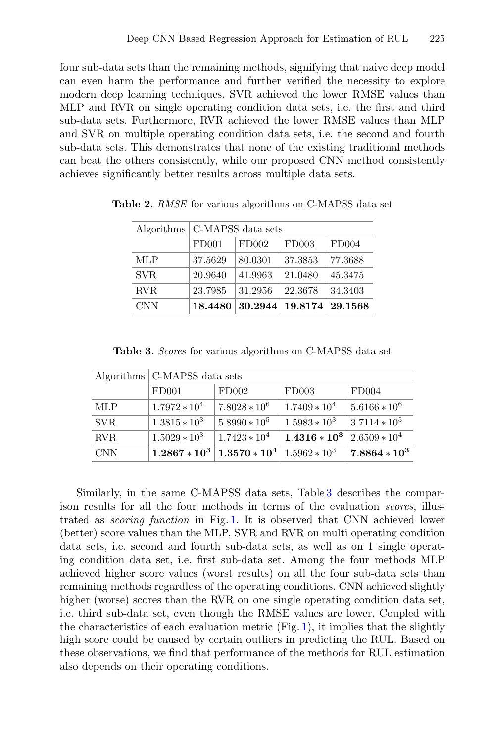four sub-data sets than the remaining methods, signifying that naive deep model can even harm the performance and further verified the necessity to explore modern deep learning techniques. SVR achieved the lower RMSE values than MLP and RVR on single operating condition data sets, i.e. the first and third sub-data sets. Furthermore, RVR achieved the lower RMSE values than MLP and SVR on multiple operating condition data sets, i.e. the second and fourth sub-data sets. This demonstrates that none of the existing traditional methods can beat the others consistently, while our proposed CNN method consistently achieves significantly better results across multiple data sets.

**Table 2.** *RMSE* for various algorithms on C-MAPSS data set

| Algorithms | C-MAPSS data sets | | | |
|---|---|---|---|---|
| | FD001 | FD002 | FD003 | FD004 |
| MLP | 37.5629 | 80.0301 | 37.3853 | 77.3688 |
| SVR | 20.9640 | 41.9963 | 21.0480 | 45.3475 |
| RVR | 23.7985 | 31.2956 | 22.3678 | 34.3403 |
| CNN | **18.4480** | **30.2944** | **19.8174** | **29.1568** |

**Table 3.** *Scores* for various algorithms on C-MAPSS data set

| Algorithms | C-MAPSS data sets | | | |
|---|---|---|---|---|
| | FD001 | FD002 | FD003 | FD004 |
| MLP | $1.7972 * 10^4$ | $7.8028 * 10^6$ | $1.7409 * 10^4$ | $5.6166 * 10^6$ |
| SVR | $1.3815 * 10^3$ | $5.8990 * 10^5$ | $1.5983 * 10^3$ | $3.7114 * 10^5$ |
| RVR | $1.5029 * 10^3$ | $1.7423 * 10^4$ | $\mathbf{1.4316 * 10^3}$ | $2.6509 * 10^4$ |
| CNN | $\mathbf{1.2867 * 10^3}$ | $\mathbf{1.3570 * 10^4}$ | $1.5962 * 10^3$ | $\mathbf{7.8864 * 10^3}$ |

Similarly, in the same C-MAPSS data sets, Table 3 describes the comparison results for all the four methods in terms of the evaluation *scores*, illustrated as *scoring function* in Fig. 1. It is observed that CNN achieved lower (better) score values than the MLP, SVR and RVR on multi operating condition data sets, i.e. second and fourth sub-data sets, as well as on 1 single operating condition data set, i.e. first sub-data set. Among the four methods MLP achieved higher score values (worst results) on all the four sub-data sets than remaining methods regardless of the operating conditions. CNN achieved slightly higher (worse) scores than the RVR on one single operating condition data set, i.e. third sub-data set, even though the RMSE values are lower. Coupled with the characteristics of each evaluation metric (Fig. 1), it implies that the slightly high score could be caused by certain outliers in predicting the RUL. Based on these observations, we find that performance of the methods for RUL estimation also depends on their operating conditions.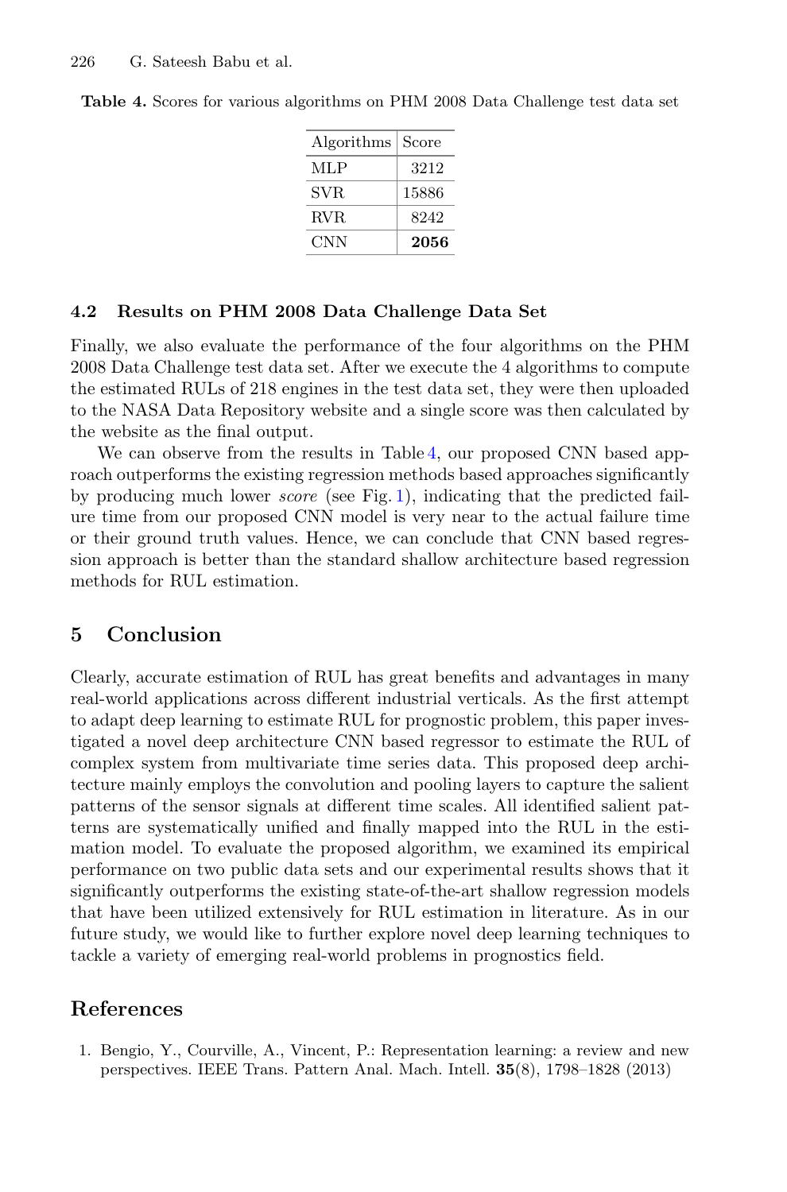**Table 4.** Scores for various algorithms on PHM 2008 Data Challenge test data set

| Algorithms | Score |
|---|---|
| MLP | 3212 |
| SVR | 15886 |
| RVR | 8242 |
| CNN | **2056** |

### 4.2 Results on PHM 2008 Data Challenge Data Set

Finally, we also evaluate the performance of the four algorithms on the PHM 2008 Data Challenge test data set. After we execute the 4 algorithms to compute the estimated RULs of 218 engines in the test data set, they were then uploaded to the NASA Data Repository website and a single score was then calculated by the website as the final output.

We can observe from the results in Table 4, our proposed CNN based approach outperforms the existing regression methods based approaches significantly by producing much lower *score* (see Fig. 1), indicating that the predicted failure time from our proposed CNN model is very near to the actual failure time or their ground truth values. Hence, we can conclude that CNN based regression approach is better than the standard shallow architecture based regression methods for RUL estimation.

## 5 Conclusion

Clearly, accurate estimation of RUL has great benefits and advantages in many real-world applications across different industrial verticals. As the first attempt to adapt deep learning to estimate RUL for prognostic problem, this paper investigated a novel deep architecture CNN based regressor to estimate the RUL of complex system from multivariate time series data. This proposed deep architecture mainly employs the convolution and pooling layers to capture the salient patterns of the sensor signals at different time scales. All identified salient patterns are systematically unified and finally mapped into the RUL in the estimation model. To evaluate the proposed algorithm, we examined its empirical performance on two public data sets and our experimental results shows that it significantly outperforms the existing state-of-the-art shallow regression models that have been utilized extensively for RUL estimation in literature. As in our future study, we would like to further explore novel deep learning techniques to tackle a variety of emerging real-world problems in prognostics field.

## References

1. Bengio, Y., Courville, A., Vincent, P.: Representation learning: a review and new perspectives. IEEE Trans. Pattern Anal. Mach. Intell. **35**(8), 1798–1828 (2013)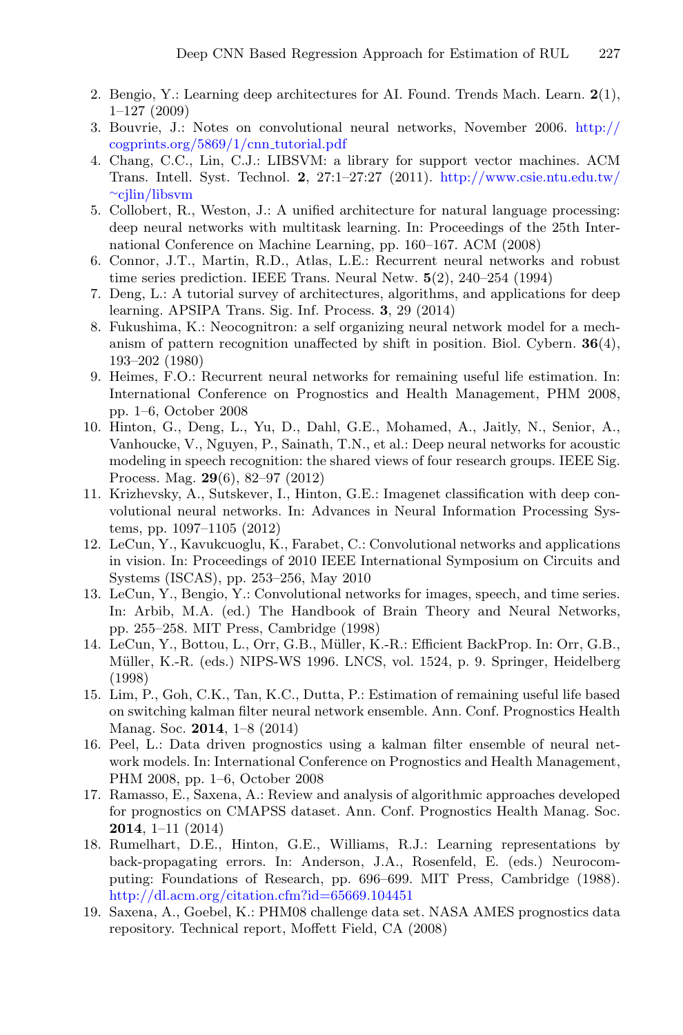2. Bengio, Y.: Learning deep architectures for AI. Found. Trends Mach. Learn. **2**(1), 1–127 (2009)
3. Bouvrie, J.: Notes on convolutional neural networks, November 2006. http://cogprints.org/5869/1/cnn_tutorial.pdf
4. Chang, C.C., Lin, C.J.: LIBSVM: a library for support vector machines. ACM Trans. Intell. Syst. Technol. **2**, 27:1–27:27 (2011). http://www.csie.ntu.edu.tw/~cjlin/libsvm
5. Collobert, R., Weston, J.: A unified architecture for natural language processing: deep neural networks with multitask learning. In: Proceedings of the 25th International Conference on Machine Learning, pp. 160–167. ACM (2008)
6. Connor, J.T., Martin, R.D., Atlas, L.E.: Recurrent neural networks and robust time series prediction. IEEE Trans. Neural Netw. **5**(2), 240–254 (1994)
7. Deng, L.: A tutorial survey of architectures, algorithms, and applications for deep learning. APSIPA Trans. Sig. Inf. Process. **3**, 29 (2014)
8. Fukushima, K.: Neocognitron: a self organizing neural network model for a mechanism of pattern recognition unaffected by shift in position. Biol. Cybern. **36**(4), 193–202 (1980)
9. Heimes, F.O.: Recurrent neural networks for remaining useful life estimation. In: International Conference on Prognostics and Health Management, PHM 2008, pp. 1–6, October 2008
10. Hinton, G., Deng, L., Yu, D., Dahl, G.E., Mohamed, A., Jaitly, N., Senior, A., Vanhoucke, V., Nguyen, P., Sainath, T.N., et al.: Deep neural networks for acoustic modeling in speech recognition: the shared views of four research groups. IEEE Sig. Process. Mag. **29**(6), 82–97 (2012)
11. Krizhevsky, A., Sutskever, I., Hinton, G.E.: Imagenet classification with deep convolutional neural networks. In: Advances in Neural Information Processing Systems, pp. 1097–1105 (2012)
12. LeCun, Y., Kavukcuoglu, K., Farabet, C.: Convolutional networks and applications in vision. In: Proceedings of 2010 IEEE International Symposium on Circuits and Systems (ISCAS), pp. 253–256, May 2010
13. LeCun, Y., Bengio, Y.: Convolutional networks for images, speech, and time series. In: Arbib, M.A. (ed.) The Handbook of Brain Theory and Neural Networks, pp. 255–258. MIT Press, Cambridge (1998)
14. LeCun, Y., Bottou, L., Orr, G.B., Müller, K.-R.: Efficient BackProp. In: Orr, G.B., Müller, K.-R. (eds.) NIPS-WS 1996. LNCS, vol. 1524, p. 9. Springer, Heidelberg (1998)
15. Lim, P., Goh, C.K., Tan, K.C., Dutta, P.: Estimation of remaining useful life based on switching kalman filter neural network ensemble. Ann. Conf. Prognostics Health Manag. Soc. **2014**, 1–8 (2014)
16. Peel, L.: Data driven prognostics using a kalman filter ensemble of neural network models. In: International Conference on Prognostics and Health Management, PHM 2008, pp. 1–6, October 2008
17. Ramasso, E., Saxena, A.: Review and analysis of algorithmic approaches developed for prognostics on CMAPSS dataset. Ann. Conf. Prognostics Health Manag. Soc. **2014**, 1–11 (2014)
18. Rumelhart, D.E., Hinton, G.E., Williams, R.J.: Learning representations by back-propagating errors. In: Anderson, J.A., Rosenfeld, E. (eds.) Neurocomputing: Foundations of Research, pp. 696–699. MIT Press, Cambridge (1988). http://dl.acm.org/citation.cfm?id=65669.104451
19. Saxena, A., Goebel, K.: PHM08 challenge data set. NASA AMES prognostics data repository. Technical report, Moffett Field, CA (2008)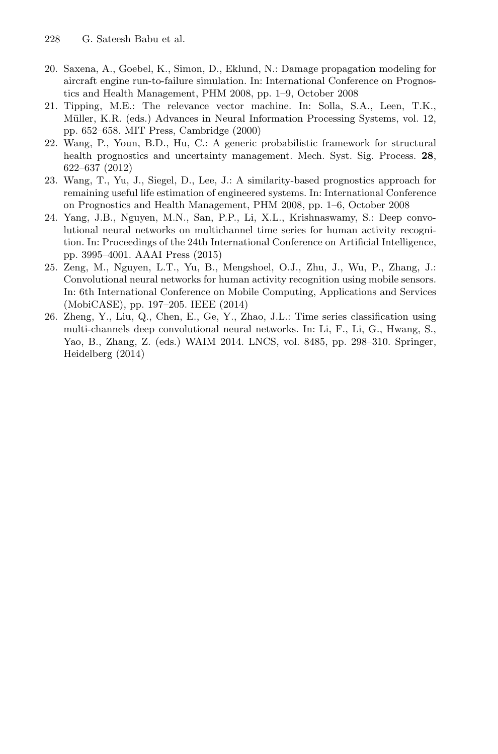20. Saxena, A., Goebel, K., Simon, D., Eklund, N.: Damage propagation modeling for aircraft engine run-to-failure simulation. In: International Conference on Prognostics and Health Management, PHM 2008, pp. 1–9, October 2008
21. Tipping, M.E.: The relevance vector machine. In: Solla, S.A., Leen, T.K., Müller, K.R. (eds.) Advances in Neural Information Processing Systems, vol. 12, pp. 652–658. MIT Press, Cambridge (2000)
22. Wang, P., Youn, B.D., Hu, C.: A generic probabilistic framework for structural health prognostics and uncertainty management. Mech. Syst. Sig. Process. **28**, 622–637 (2012)
23. Wang, T., Yu, J., Siegel, D., Lee, J.: A similarity-based prognostics approach for remaining useful life estimation of engineered systems. In: International Conference on Prognostics and Health Management, PHM 2008, pp. 1–6, October 2008
24. Yang, J.B., Nguyen, M.N., San, P.P., Li, X.L., Krishnaswamy, S.: Deep convolutional neural networks on multichannel time series for human activity recognition. In: Proceedings of the 24th International Conference on Artificial Intelligence, pp. 3995–4001. AAAI Press (2015)
25. Zeng, M., Nguyen, L.T., Yu, B., Mengshoel, O.J., Zhu, J., Wu, P., Zhang, J.: Convolutional neural networks for human activity recognition using mobile sensors. In: 6th International Conference on Mobile Computing, Applications and Services (MobiCASE), pp. 197–205. IEEE (2014)
26. Zheng, Y., Liu, Q., Chen, E., Ge, Y., Zhao, J.L.: Time series classification using multi-channels deep convolutional neural networks. In: Li, F., Li, G., Hwang, S., Yao, B., Zhang, Z. (eds.) WAIM 2014. LNCS, vol. 8485, pp. 298–310. Springer, Heidelberg (2014)